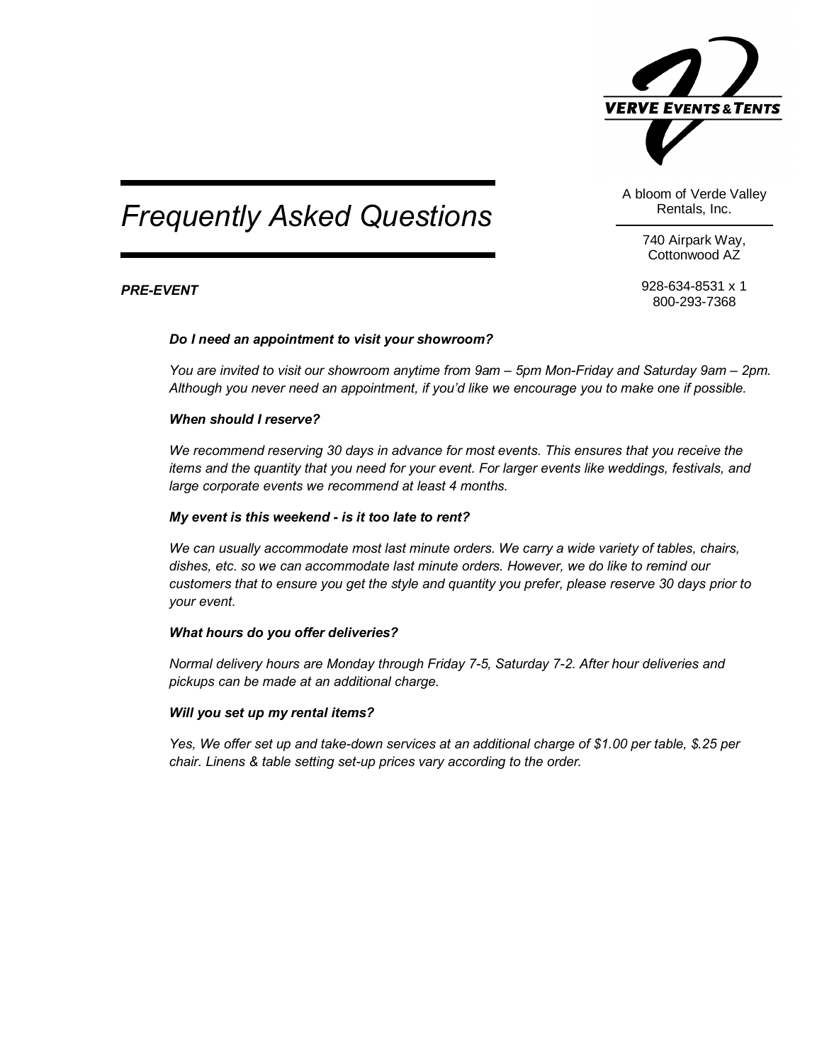VERVE EVENTS & TENTS

A bloom of Verde Valley Rentals, Inc.

740 Airpark Way, Cottonwood AZ

928-634-8531 x 1
800-293-7368

# *Frequently Asked Questions*

## ***PRE-EVENT***

***Do I need an appointment to visit your showroom?***

*You are invited to visit our showroom anytime from 9am – 5pm Mon-Friday and Saturday 9am – 2pm. Although you never need an appointment, if you'd like we encourage you to make one if possible.*

***When should I reserve?***

*We recommend reserving 30 days in advance for most events. This ensures that you receive the items and the quantity that you need for your event. For larger events like weddings, festivals, and large corporate events we recommend at least 4 months.*

***My event is this weekend - is it too late to rent?***

*We can usually accommodate most last minute orders. We carry a wide variety of tables, chairs, dishes, etc. so we can accommodate last minute orders. However, we do like to remind our customers that to ensure you get the style and quantity you prefer, please reserve 30 days prior to your event.*

***What hours do you offer deliveries?***

*Normal delivery hours are Monday through Friday 7-5, Saturday 7-2. After hour deliveries and pickups can be made at an additional charge.*

***Will you set up my rental items?***

*Yes, We offer set up and take-down services at an additional charge of $1.00 per table, $.25 per chair. Linens & table setting set-up prices vary according to the order.*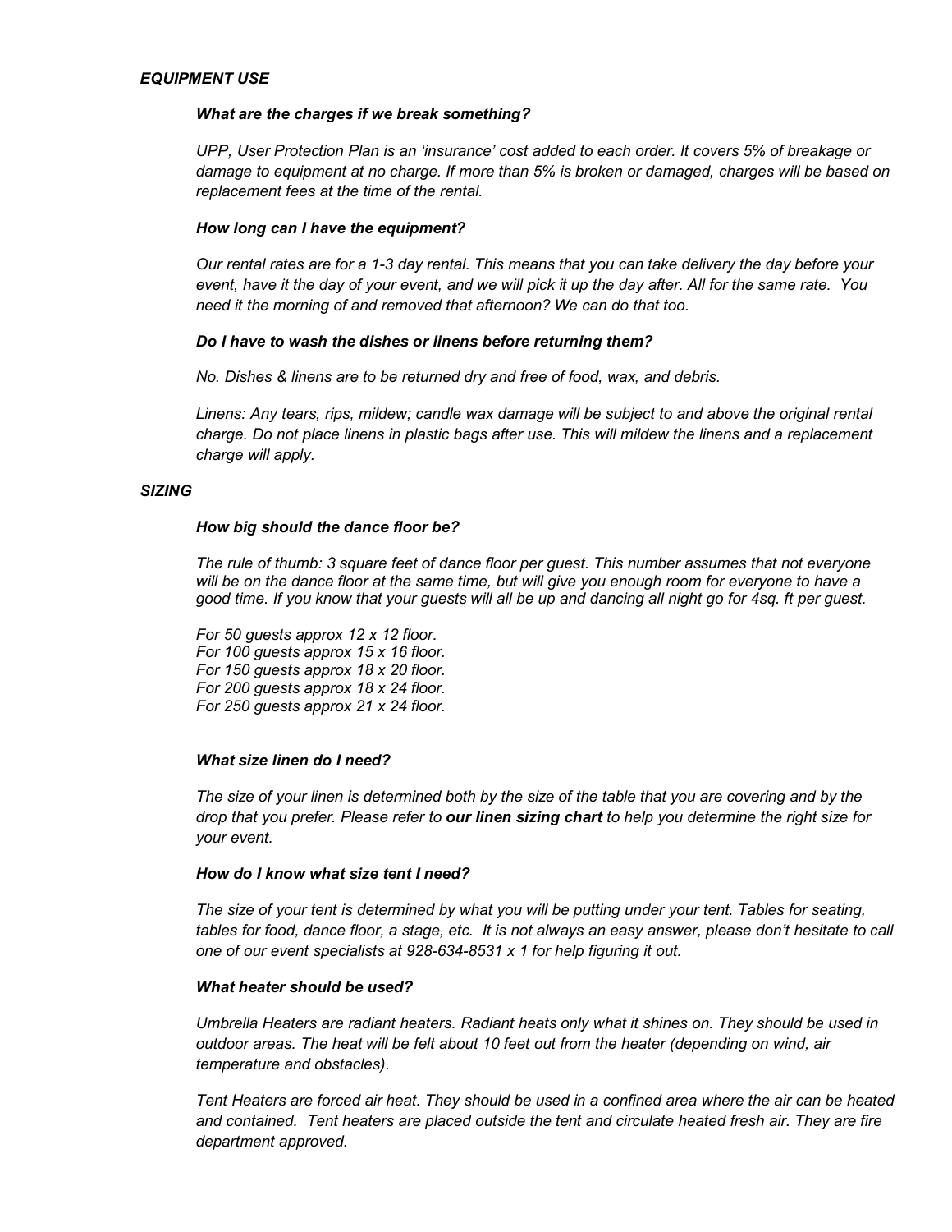## *EQUIPMENT USE*

***What are the charges if we break something?***

*UPP, User Protection Plan is an 'insurance' cost added to each order. It covers 5% of breakage or damage to equipment at no charge. If more than 5% is broken or damaged, charges will be based on replacement fees at the time of the rental.*

***How long can I have the equipment?***

*Our rental rates are for a 1-3 day rental. This means that you can take delivery the day before your event, have it the day of your event, and we will pick it up the day after. All for the same rate. You need it the morning of and removed that afternoon? We can do that too.*

***Do I have to wash the dishes or linens before returning them?***

*No. Dishes & linens are to be returned dry and free of food, wax, and debris.*

*Linens: Any tears, rips, mildew; candle wax damage will be subject to and above the original rental charge. Do not place linens in plastic bags after use. This will mildew the linens and a replacement charge will apply.*

## *SIZING*

***How big should the dance floor be?***

*The rule of thumb: 3 square feet of dance floor per guest. This number assumes that not everyone will be on the dance floor at the same time, but will give you enough room for everyone to have a good time. If you know that your guests will all be up and dancing all night go for 4sq. ft per guest.*

*For 50 guests approx 12 x 12 floor.*
*For 100 guests approx 15 x 16 floor.*
*For 150 guests approx 18 x 20 floor.*
*For 200 guests approx 18 x 24 floor.*
*For 250 guests approx 21 x 24 floor.*

***What size linen do I need?***

*The size of your linen is determined both by the size of the table that you are covering and by the drop that you prefer. Please refer to **our linen sizing chart** to help you determine the right size for your event.*

***How do I know what size tent I need?***

*The size of your tent is determined by what you will be putting under your tent. Tables for seating, tables for food, dance floor, a stage, etc. It is not always an easy answer, please don't hesitate to call one of our event specialists at 928-634-8531 x 1 for help figuring it out.*

***What heater should be used?***

*Umbrella Heaters are radiant heaters. Radiant heats only what it shines on. They should be used in outdoor areas. The heat will be felt about 10 feet out from the heater (depending on wind, air temperature and obstacles).*

*Tent Heaters are forced air heat. They should be used in a confined area where the air can be heated and contained. Tent heaters are placed outside the tent and circulate heated fresh air. They are fire department approved.*